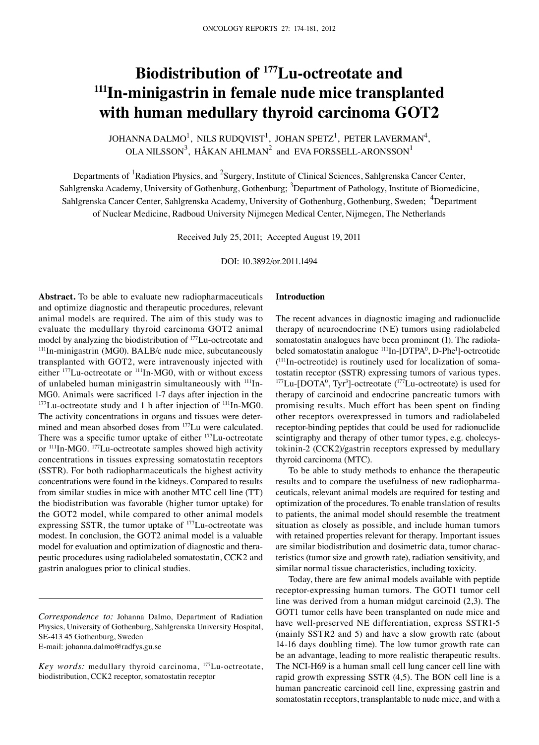# Biodistribution of $^{177}$Lu-octreotate and $^{111}$In-minigastrin in female nude mice transplanted with human medullary thyroid carcinoma GOT2

JOHANNA DALMO[1], NILS RUDQVIST[1], JOHAN SPETZ[1], PETER LAVERMAN[4], OLA NILSSON[3], HÅKAN AHLMAN[2] and EVA FORSSELL-ARONSSON[1]

Departments of [1]Radiation Physics, and [2]Surgery, Institute of Clinical Sciences, Sahlgrenska Cancer Center, Sahlgrenska Academy, University of Gothenburg, Gothenburg; [3]Department of Pathology, Institute of Biomedicine, Sahlgrenska Cancer Center, Sahlgrenska Academy, University of Gothenburg, Gothenburg, Sweden; [4]Department of Nuclear Medicine, Radboud University Nijmegen Medical Center, Nijmegen, The Netherlands

Received July 25, 2011; Accepted August 19, 2011

DOI: 10.3892/or.2011.1494

**Abstract.** To be able to evaluate new radiopharmaceuticals and optimize diagnostic and therapeutic procedures, relevant animal models are required. The aim of this study was to evaluate the medullary thyroid carcinoma GOT2 animal model by analyzing the biodistribution of $^{177}$Lu-octreotate and $^{111}$In-minigastrin (MG0). BALB/c nude mice, subcutaneously transplanted with GOT2, were intravenously injected with either $^{177}$Lu-octreotate or $^{111}$In-MG0, with or without excess of unlabeled human minigastrin simultaneously with $^{111}$In-MG0. Animals were sacrificed 1-7 days after injection in the $^{177}$Lu-octreotate study and 1 h after injection of $^{111}$In-MG0. The activity concentrations in organs and tissues were determined and mean absorbed doses from $^{177}$Lu were calculated. There was a specific tumor uptake of either $^{177}$Lu-octreotate or $^{111}$In-MG0. $^{177}$Lu-octreotate samples showed high activity concentrations in tissues expressing somatostatin receptors (SSTR). For both radiopharmaceuticals the highest activity concentrations were found in the kidneys. Compared to results from similar studies in mice with another MTC cell line (TT) the biodistribution was favorable (higher tumor uptake) for the GOT2 model, while compared to other animal models expressing SSTR, the tumor uptake of $^{177}$Lu-octreotate was modest. In conclusion, the GOT2 animal model is a valuable model for evaluation and optimization of diagnostic and therapeutic procedures using radiolabeled somatostatin, CCK2 and gastrin analogues prior to clinical studies.

*Correspondence to:* Johanna Dalmo, Department of Radiation Physics, University of Gothenburg, Sahlgrenska University Hospital, SE-413 45 Gothenburg, Sweden
E-mail: johanna.dalmo@radfys.gu.se

*Key words:* medullary thyroid carcinoma, $^{177}$Lu-octreotate, biodistribution, CCK2 receptor, somatostatin receptor

## Introduction

The recent advances in diagnostic imaging and radionuclide therapy of neuroendocrine (NE) tumors using radiolabeled somatostatin analogues have been prominent (1). The radiolabeled somatostatin analogue $^{111}$In-[DTPA$^0$, D-Phe$^1$]-octreotide ($^{111}$In-octreotide) is routinely used for localization of somatostatin receptor (SSTR) expressing tumors of various types. $^{177}$Lu-[DOTA$^0$, Tyr$^3$]-octreotate ($^{177}$Lu-octreotate) is used for therapy of carcinoid and endocrine pancreatic tumors with promising results. Much effort has been spent on finding other receptors overexpressed in tumors and radiolabeled receptor-binding peptides that could be used for radionuclide scintigraphy and therapy of other tumor types, e.g. cholecystokinin-2 (CCK2)/gastrin receptors expressed by medullary thyroid carcinoma (MTC).

To be able to study methods to enhance the therapeutic results and to compare the usefulness of new radiopharmaceuticals, relevant animal models are required for testing and optimization of the procedures. To enable translation of results to patients, the animal model should resemble the treatment situation as closely as possible, and include human tumors with retained properties relevant for therapy. Important issues are similar biodistribution and dosimetric data, tumor characteristics (tumor size and growth rate), radiation sensitivity, and similar normal tissue characteristics, including toxicity.

Today, there are few animal models available with peptide receptor-expressing human tumors. The GOT1 tumor cell line was derived from a human midgut carcinoid (2,3). The GOT1 tumor cells have been transplanted on nude mice and have well-preserved NE differentiation, express SSTR1-5 (mainly SSTR2 and 5) and have a slow growth rate (about 14-16 days doubling time). The low tumor growth rate can be an advantage, leading to more realistic therapeutic results. The NCI-H69 is a human small cell lung cancer cell line with rapid growth expressing SSTR (4,5). The BON cell line is a human pancreatic carcinoid cell line, expressing gastrin and somatostatin receptors, transplantable to nude mice, and with a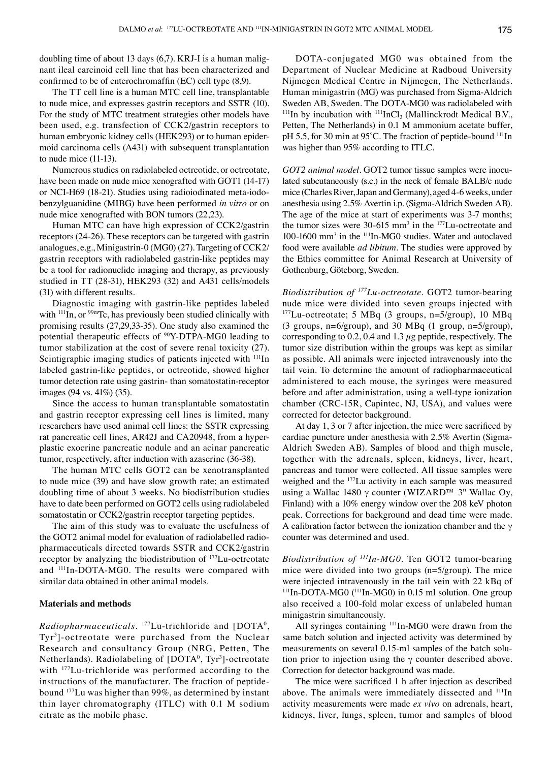doubling time of about 13 days (6,7). KRJ-I is a human malignant ileal carcinoid cell line that has been characterized and confirmed to be of enterochromaffin (EC) cell type (8,9).

The TT cell line is a human MTC cell line, transplantable to nude mice, and expresses gastrin receptors and SSTR (10). For the study of MTC treatment strategies other models have been used, e.g. transfection of CCK2/gastrin receptors to human embryonic kidney cells (HEK293) or to human epidermoid carcinoma cells (A431) with subsequent transplantation to nude mice (11-13).

Numerous studies on radiolabeled octreotide, or octreotate, have been made on nude mice xenografted with GOT1 (14-17) or NCI-H69 (18-21). Studies using radioiodinated meta-iodobenzylguanidine (MIBG) have been performed *in vitro* or on nude mice xenografted with BON tumors (22,23).

Human MTC can have high expression of CCK2/gastrin receptors (24-26). These receptors can be targeted with gastrin analogues, e.g., Minigastrin-0 (MG0) (27). Targeting of CCK2/gastrin receptors with radiolabeled gastrin-like peptides may be a tool for radionuclide imaging and therapy, as previously studied in TT (28-31), HEK293 (32) and A431 cells/models (31) with different results.

Diagnostic imaging with gastrin-like peptides labeled with $^{111}$In, or $^{99m}$Tc, has previously been studied clinically with promising results (27,29,33-35). One study also examined the potential therapeutic effects of $^{90}$Y-DTPA-MG0 leading to tumor stabilization at the cost of severe renal toxicity (27). Scintigraphic imaging studies of patients injected with $^{111}$In labeled gastrin-like peptides, or octreotide, showed higher tumor detection rate using gastrin- than somatostatin-receptor images (94 vs. 41%) (35).

Since the access to human transplantable somatostatin and gastrin receptor expressing cell lines is limited, many researchers have used animal cell lines: the SSTR expressing rat pancreatic cell lines, AR42J and CA20948, from a hyperplastic exocrine pancreatic nodule and an acinar pancreatic tumor, respectively, after induction with azaserine (36-38).

The human MTC cells GOT2 can be xenotransplanted to nude mice (39) and have slow growth rate; an estimated doubling time of about 3 weeks. No biodistribution studies have to date been performed on GOT2 cells using radiolabeled somatostatin or CCK2/gastrin receptor targeting peptides.

The aim of this study was to evaluate the usefulness of the GOT2 animal model for evaluation of radiolabelled radiopharmaceuticals directed towards SSTR and CCK2/gastrin receptor by analyzing the biodistribution of $^{177}$Lu-octreotate and $^{111}$In-DOTA-MG0. The results were compared with similar data obtained in other animal models.

## Materials and methods

*Radiopharmaceuticals.* $^{177}$Lu-trichloride and [DOTA$^0$, Tyr$^3$]-octreotate were purchased from the Nuclear Research and consultancy Group (NRG, Petten, The Netherlands). Radiolabeling of [DOTA$^0$, Tyr$^3$]-octreotate with $^{177}$Lu-trichloride was performed according to the instructions of the manufacturer. The fraction of peptide-bound $^{177}$Lu was higher than 99%, as determined by instant thin layer chromatography (ITLC) with 0.1 M sodium citrate as the mobile phase.

DOTA-conjugated MG0 was obtained from the Department of Nuclear Medicine at Radboud University Nijmegen Medical Centre in Nijmegen, The Netherlands. Human minigastrin (MG) was purchased from Sigma-Aldrich Sweden AB, Sweden. The DOTA-MG0 was radiolabeled with $^{111}$In by incubation with $^{111}$InCl$_3$ (Mallinckrodt Medical B.V., Petten, The Netherlands) in 0.1 M ammonium acetate buffer, pH 5.5, for 30 min at 95˚C. The fraction of peptide-bound $^{111}$In was higher than 95% according to ITLC.

*GOT2 animal model.* GOT2 tumor tissue samples were inoculated subcutaneously (s.c.) in the neck of female BALB/c nude mice (Charles River, Japan and Germany), aged 4-6 weeks, under anesthesia using 2.5% Avertin i.p. (Sigma-Aldrich Sweden AB). The age of the mice at start of experiments was 3-7 months; the tumor sizes were 30-615 mm$^3$ in the $^{177}$Lu-octreotate and 100-1600 mm$^3$ in the $^{111}$In-MG0 studies. Water and autoclaved food were available *ad libitum*. The studies were approved by the Ethics committee for Animal Research at University of Gothenburg, Göteborg, Sweden.

*Biodistribution of $^{177}$Lu-octreotate.* GOT2 tumor-bearing nude mice were divided into seven groups injected with $^{177}$Lu-octreotate; 5 MBq (3 groups, n=5/group), 10 MBq (3 groups, n=6/group), and 30 MBq (1 group, n=5/group), corresponding to 0.2, 0.4 and 1.3 $\mu$g peptide, respectively. The tumor size distribution within the groups was kept as similar as possible. All animals were injected intravenously into the tail vein. To determine the amount of radiopharmaceutical administered to each mouse, the syringes were measured before and after administration, using a well-type ionization chamber (CRC-15R, Capintec, NJ, USA), and values were corrected for detector background.

At day 1, 3 or 7 after injection, the mice were sacrificed by cardiac puncture under anesthesia with 2.5% Avertin (Sigma-Aldrich Sweden AB). Samples of blood and thigh muscle, together with the adrenals, spleen, kidneys, liver, heart, pancreas and tumor were collected. All tissue samples were weighed and the $^{177}$Lu activity in each sample was measured using a Wallac 1480 $\gamma$ counter (WIZARD™ 3" Wallac Oy, Finland) with a 10% energy window over the 208 keV photon peak. Corrections for background and dead time were made. A calibration factor between the ionization chamber and the $\gamma$ counter was determined and used.

*Biodistribution of $^{111}$In-MG0.* Ten GOT2 tumor-bearing mice were divided into two groups (n=5/group). The mice were injected intravenously in the tail vein with 22 kBq of $^{111}$In-DOTA-MG0 ($^{111}$In-MG0) in 0.15 ml solution. One group also received a 100-fold molar excess of unlabeled human minigastrin simultaneously.

All syringes containing $^{111}$In-MG0 were drawn from the same batch solution and injected activity was determined by measurements on several 0.15-ml samples of the batch solution prior to injection using the $\gamma$ counter described above. Correction for detector background was made.

The mice were sacrificed 1 h after injection as described above. The animals were immediately dissected and $^{111}$In activity measurements were made *ex vivo* on adrenals, heart, kidneys, liver, lungs, spleen, tumor and samples of blood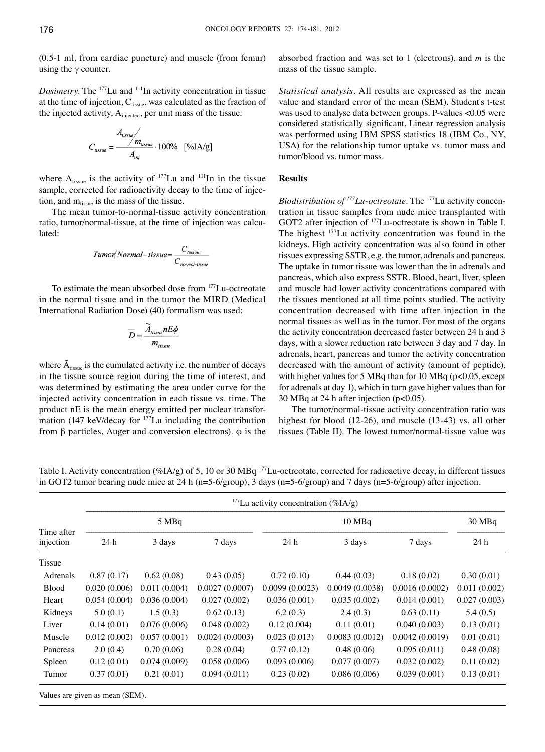(0.5-1 ml, from cardiac puncture) and muscle (from femur) using the γ counter.

*Dosimetry*. The $^{177}$Lu and $^{111}$In activity concentration in tissue at the time of injection, $C_{tissue}$, was calculated as the fraction of the injected activity, $A_{injected}$, per unit mass of the tissue:

$$C_{tissue} = \frac{A_{tissue}/m_{tissue}}{A_{inj}} \cdot 100\% \quad [\%IA/g]$$

where $A_{tissue}$ is the activity of $^{177}$Lu and $^{111}$In in the tissue sample, corrected for radioactivity decay to the time of injection, and $m_{tissue}$ is the mass of the tissue.

The mean tumor-to-normal-tissue activity concentration ratio, tumor/normal-tissue, at the time of injection was calculated:

$$Tumor/Normal\text{-}tissue = \frac{C_{tumour}}{C_{normal\text{-}tissue}}$$

To estimate the mean absorbed dose from $^{177}$Lu-octreotate in the normal tissue and in the tumor the MIRD (Medical International Radiation Dose) (40) formalism was used:

$$\overline{D} = \frac{\tilde{A}_{tissue} nE\phi}{m_{tissue}}$$

where $\tilde{A}_{tissue}$ is the cumulated activity i.e. the number of decays in the tissue source region during the time of interest, and was determined by estimating the area under curve for the injected activity concentration in each tissue vs. time. The product nE is the mean energy emitted per nuclear transformation (147 keV/decay for $^{177}$Lu including the contribution from β particles, Auger and conversion electrons). ϕ is the absorbed fraction and was set to 1 (electrons), and *m* is the mass of the tissue sample.

*Statistical analysis*. All results are expressed as the mean value and standard error of the mean (SEM). Student's t-test was used to analyse data between groups. P-values <0.05 were considered statistically significant. Linear regression analysis was performed using IBM SPSS statistics 18 (IBM Co., NY, USA) for the relationship tumor uptake vs. tumor mass and tumor/blood vs. tumor mass.

## Results

*Biodistribution of $^{177}$Lu-octreotate*. The $^{177}$Lu activity concentration in tissue samples from nude mice transplanted with GOT2 after injection of $^{177}$Lu-octreotate is shown in Table I. The highest $^{177}$Lu activity concentration was found in the kidneys. High activity concentration was also found in other tissues expressing SSTR, e.g. the tumor, adrenals and pancreas. The uptake in tumor tissue was lower than the in adrenals and pancreas, which also express SSTR. Blood, heart, liver, spleen and muscle had lower activity concentrations compared with the tissues mentioned at all time points studied. The activity concentration decreased with time after injection in the normal tissues as well as in the tumor. For most of the organs the activity concentration decreased faster between 24 h and 3 days, with a slower reduction rate between 3 day and 7 day. In adrenals, heart, pancreas and tumor the activity concentration decreased with the amount of activity (amount of peptide), with higher values for 5 MBq than for 10 MBq ($p<0.05$, except for adrenals at day 1), which in turn gave higher values than for 30 MBq at 24 h after injection ($p<0.05$).

The tumor/normal-tissue activity concentration ratio was highest for blood (12-26), and muscle (13-43) vs. all other tissues (Table II). The lowest tumor/normal-tissue value was

Table I. Activity concentration (%IA/g) of 5, 10 or 30 MBq $^{177}$Lu-octreotate, corrected for radioactive decay, in different tissues in GOT2 tumor bearing nude mice at 24 h (n=5-6/group), 3 days (n=5-6/group) and 7 days (n=5-6/group) after injection.

| | $^{177}$Lu activity concentration (%IA/g) | | | | | | |
|---|---|---|---|---|---|---|---|
| | 5 MBq | | | 10 MBq | | | 30 MBq |
| Time after injection | 24 h | 3 days | 7 days | 24 h | 3 days | 7 days | 24 h |
| Tissue | | | | | | | |
| Adrenals | 0.87 (0.17) | 0.62 (0.08) | 0.43 (0.05) | 0.72 (0.10) | 0.44 (0.03) | 0.18 (0.02) | 0.30 (0.01) |
| Blood | 0.020 (0.006) | 0.011 (0.004) | 0.0027 (0.0007) | 0.0099 (0.0023) | 0.0049 (0.0038) | 0.0016 (0.0002) | 0.011 (0.002) |
| Heart | 0.054 (0.004) | 0.036 (0.004) | 0.027 (0.002) | 0.036 (0.001) | 0.035 (0.002) | 0.014 (0.001) | 0.027 (0.003) |
| Kidneys | 5.0 (0.1) | 1.5 (0.3) | 0.62 (0.13) | 6.2 (0.3) | 2.4 (0.3) | 0.63 (0.11) | 5.4 (0.5) |
| Liver | 0.14 (0.01) | 0.076 (0.006) | 0.048 (0.002) | 0.12 (0.004) | 0.11 (0.01) | 0.040 (0.003) | 0.13 (0.01) |
| Muscle | 0.012 (0.002) | 0.057 (0.001) | 0.0024 (0.0003) | 0.023 (0.013) | 0.0083 (0.0012) | 0.0042 (0.0019) | 0.01 (0.01) |
| Pancreas | 2.0 (0.4) | 0.70 (0.06) | 0.28 (0.04) | 0.77 (0.12) | 0.48 (0.06) | 0.095 (0.011) | 0.48 (0.08) |
| Spleen | 0.12 (0.01) | 0.074 (0.009) | 0.058 (0.006) | 0.093 (0.006) | 0.077 (0.007) | 0.032 (0.002) | 0.11 (0.02) |
| Tumor | 0.37 (0.01) | 0.21 (0.01) | 0.094 (0.011) | 0.23 (0.02) | 0.086 (0.006) | 0.039 (0.001) | 0.13 (0.01) |

Values are given as mean (SEM).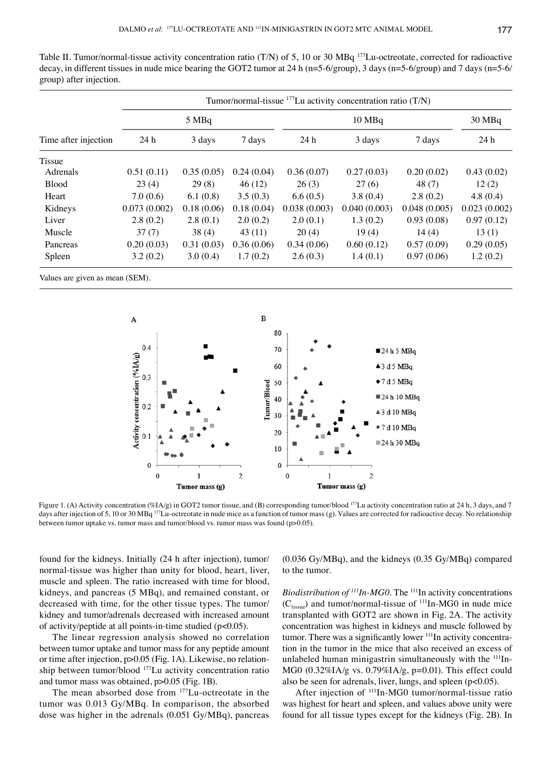Table II. Tumor/normal-tissue activity concentration ratio (T/N) of 5, 10 or 30 MBq $^{177}$Lu-octreotate, corrected for radioactive decay, in different tissues in nude mice bearing the GOT2 tumor at 24 h (n=5-6/group), 3 days (n=5-6/group) and 7 days (n=5-6/group) after injection.

| | Tumor/normal-tissue $^{177}$Lu activity concentration ratio (T/N) | | | | | | |
|---|---|---|---|---|---|---|---|
| | 5 MBq | | | 10 MBq | | | 30 MBq |
| Time after injection | 24 h | 3 days | 7 days | 24 h | 3 days | 7 days | 24 h |
| Tissue | | | | | | | |
| Adrenals | 0.51 (0.11) | 0.35 (0.05) | 0.24 (0.04) | 0.36 (0.07) | 0.27 (0.03) | 0.20 (0.02) | 0.43 (0.02) |
| Blood | 23 (4) | 29 (8) | 46 (12) | 26 (3) | 27 (6) | 48 (7) | 12 (2) |
| Heart | 7.0 (0.6) | 6.1 (0.8) | 3.5 (0.3) | 6.6 (0.5) | 3.8 (0.4) | 2.8 (0.2) | 4.8 (0.4) |
| Kidneys | 0.073 (0.002) | 0.18 (0.06) | 0.18 (0.04) | 0.038 (0.003) | 0.040 (0.003) | 0.048 (0.005) | 0.023 (0.002) |
| Liver | 2.8 (0.2) | 2.8 (0.1) | 2.0 (0.2) | 2.0 (0.1) | 1.3 (0.2) | 0.93 (0.08) | 0.97 (0.12) |
| Muscle | 37 (7) | 38 (4) | 43 (11) | 20 (4) | 19 (4) | 14 (4) | 13 (1) |
| Pancreas | 0.20 (0.03) | 0.31 (0.03) | 0.36 (0.06) | 0.34 (0.06) | 0.60 (0.12) | 0.57 (0.09) | 0.29 (0.05) |
| Spleen | 3.2 (0.2) | 3.0 (0.4) | 1.7 (0.2) | 2.6 (0.3) | 1.4 (0.1) | 0.97 (0.06) | 1.2 (0.2) |

Values are given as mean (SEM).

Figure 1. (A) Activity concentration (%IA/g) in GOT2 tumor tissue, and (B) corresponding tumor/blood $^{177}$Lu activity concentration ratio at 24 h, 3 days, and 7 days after injection of 5, 10 or 30 MBq $^{177}$Lu-octreotate in nude mice as a function of tumor mass (g). Values are corrected for radioactive decay. No relationship between tumor uptake vs. tumor mass and tumor/blood vs. tumor mass was found (p>0.05).

found for the kidneys. Initially (24 h after injection), tumor/normal-tissue was higher than unity for blood, heart, liver, muscle and spleen. The ratio increased with time for blood, kidneys, and pancreas (5 MBq), and remained constant, or decreased with time, for the other tissue types. The tumor/kidney and tumor/adrenals decreased with increased amount of activity/peptide at all points-in-time studied (p<0.05).

The linear regression analysis showed no correlation between tumor uptake and tumor mass for any peptide amount or time after injection, p>0.05 (Fig. 1A). Likewise, no relationship between tumor/blood $^{177}$Lu activity concentration ratio and tumor mass was obtained, p>0.05 (Fig. 1B).

The mean absorbed dose from $^{177}$Lu-octreotate in the tumor was 0.013 Gy/MBq. In comparison, the absorbed dose was higher in the adrenals (0.051 Gy/MBq), pancreas (0.036 Gy/MBq), and the kidneys (0.35 Gy/MBq) compared to the tumor.

*Biodistribution of $^{111}$In-MG0.* The $^{111}$In activity concentrations ($C_{tissue}$) and tumor/normal-tissue of $^{111}$In-MG0 in nude mice transplanted with GOT2 are shown in Fig. 2A. The activity concentration was highest in kidneys and muscle followed by tumor. There was a significantly lower $^{111}$In activity concentration in the tumor in the mice that also received an excess of unlabeled human minigastrin simultaneously with the $^{111}$In-MG0 (0.32%IA/g vs. 0.79%IA/g, p=0.01). This effect could also be seen for adrenals, liver, lungs, and spleen (p<0.05).

After injection of $^{111}$In-MG0 tumor/normal-tissue ratio was highest for heart and spleen, and values above unity were found for all tissue types except for the kidneys (Fig. 2B). In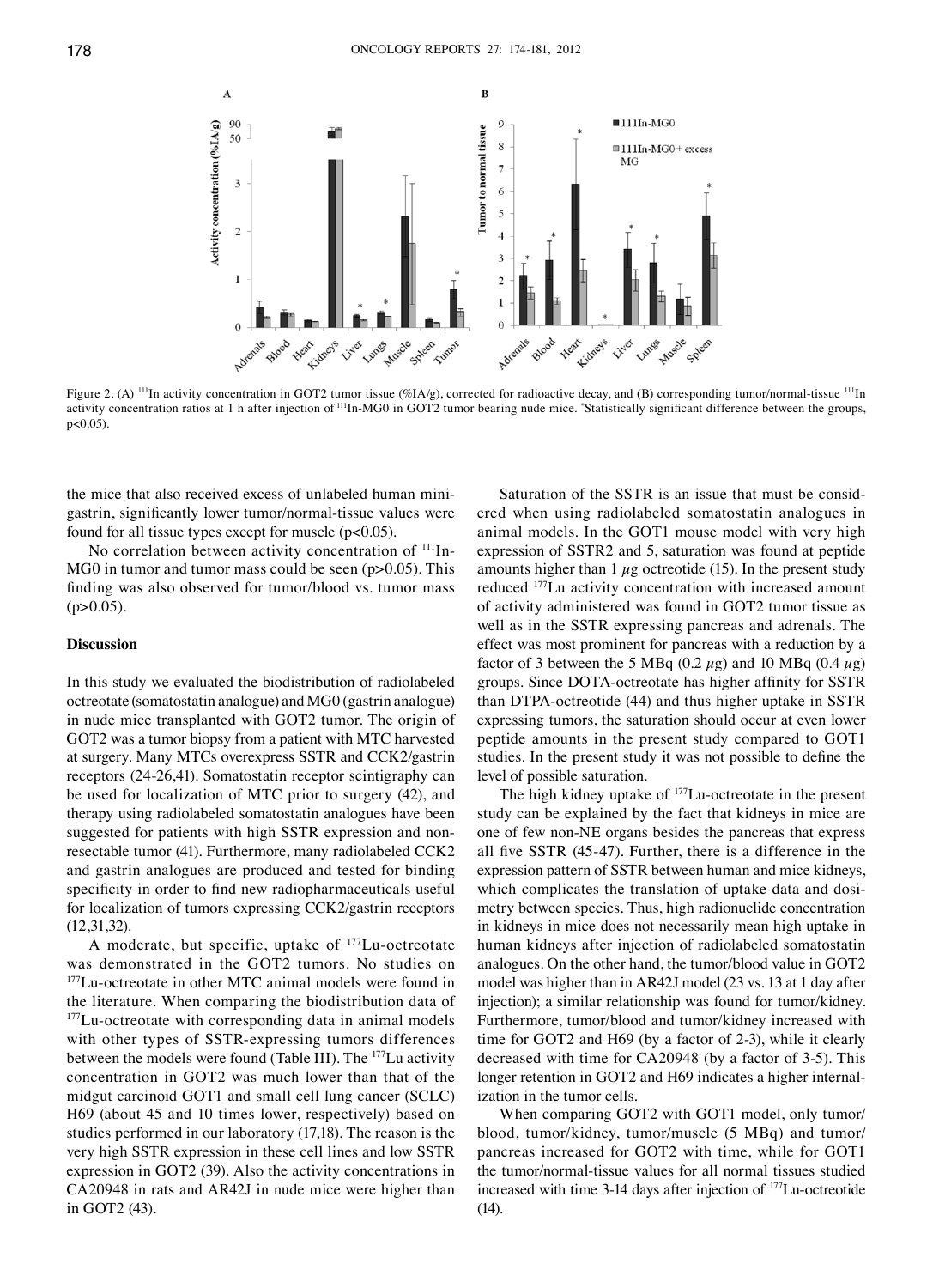Figure 2. (A) [111]In activity concentration in GOT2 tumor tissue (%IA/g), corrected for radioactive decay, and (B) corresponding tumor/normal-tissue [111]In activity concentration ratios at 1 h after injection of [111]In-MG0 in GOT2 tumor bearing nude mice. *Statistically significant difference between the groups, $p<0.05$).

the mice that also received excess of unlabeled human minigastrin, significantly lower tumor/normal-tissue values were found for all tissue types except for muscle ($p<0.05$).

No correlation between activity concentration of [111]In-MG0 in tumor and tumor mass could be seen ($p>0.05$). This finding was also observed for tumor/blood vs. tumor mass ($p>0.05$).

## Discussion

In this study we evaluated the biodistribution of radiolabeled octreotate (somatostatin analogue) and MG0 (gastrin analogue) in nude mice transplanted with GOT2 tumor. The origin of GOT2 was a tumor biopsy from a patient with MTC harvested at surgery. Many MTCs overexpress SSTR and CCK2/gastrin receptors (24-26,41). Somatostatin receptor scintigraphy can be used for localization of MTC prior to surgery (42), and therapy using radiolabeled somatostatin analogues have been suggested for patients with high SSTR expression and non-resectable tumor (41). Furthermore, many radiolabeled CCK2 and gastrin analogues are produced and tested for binding specificity in order to find new radiopharmaceuticals useful for localization of tumors expressing CCK2/gastrin receptors (12,31,32).

A moderate, but specific, uptake of [177]Lu-octreotate was demonstrated in the GOT2 tumors. No studies on [177]Lu-octreotate in other MTC animal models were found in the literature. When comparing the biodistribution data of [177]Lu-octreotate with corresponding data in animal models with other types of SSTR-expressing tumors differences between the models were found (Table III). The [177]Lu activity concentration in GOT2 was much lower than that of the midgut carcinoid GOT1 and small cell lung cancer (SCLC) H69 (about 45 and 10 times lower, respectively) based on studies performed in our laboratory (17,18). The reason is the very high SSTR expression in these cell lines and low SSTR expression in GOT2 (39). Also the activity concentrations in CA20948 in rats and AR42J in nude mice were higher than in GOT2 (43).

Saturation of the SSTR is an issue that must be considered when using radiolabeled somatostatin analogues in animal models. In the GOT1 mouse model with very high expression of SSTR2 and 5, saturation was found at peptide amounts higher than 1 µg octreotide (15). In the present study reduced [177]Lu activity concentration with increased amount of activity administered was found in GOT2 tumor tissue as well as in the SSTR expressing pancreas and adrenals. The effect was most prominent for pancreas with a reduction by a factor of 3 between the 5 MBq (0.2 µg) and 10 MBq (0.4 µg) groups. Since DOTA-octreotate has higher affinity for SSTR than DTPA-octreotide (44) and thus higher uptake in SSTR expressing tumors, the saturation should occur at even lower peptide amounts in the present study compared to GOT1 studies. In the present study it was not possible to define the level of possible saturation.

The high kidney uptake of [177]Lu-octreotate in the present study can be explained by the fact that kidneys in mice are one of few non-NE organs besides the pancreas that express all five SSTR (45-47). Further, there is a difference in the expression pattern of SSTR between human and mice kidneys, which complicates the translation of uptake data and dosimetry between species. Thus, high radionuclide concentration in kidneys in mice does not necessarily mean high uptake in human kidneys after injection of radiolabeled somatostatin analogues. On the other hand, the tumor/blood value in GOT2 model was higher than in AR42J model (23 vs. 13 at 1 day after injection); a similar relationship was found for tumor/kidney. Furthermore, tumor/blood and tumor/kidney increased with time for GOT2 and H69 (by a factor of 2-3), while it clearly decreased with time for CA20948 (by a factor of 3-5). This longer retention in GOT2 and H69 indicates a higher internalization in the tumor cells.

When comparing GOT2 with GOT1 model, only tumor/blood, tumor/kidney, tumor/muscle (5 MBq) and tumor/pancreas increased for GOT2 with time, while for GOT1 the tumor/normal-tissue values for all normal tissues studied increased with time 3-14 days after injection of [177]Lu-octreotide (14).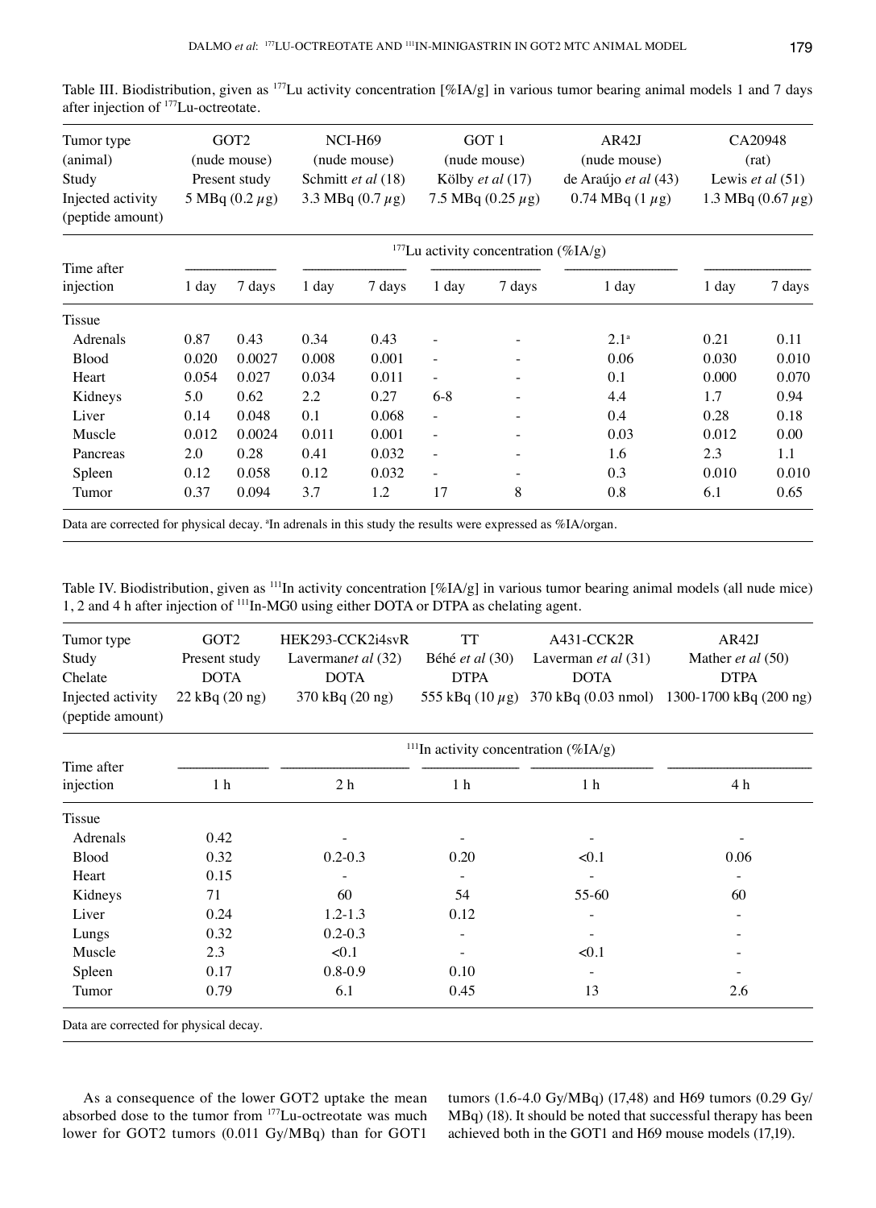Table III. Biodistribution, given as $^{177}$Lu activity concentration [%IA/g] in various tumor bearing animal models 1 and 7 days after injection of $^{177}$Lu-octreotate.

| Tumor type (animal) | GOT2 (nude mouse) | | NCI-H69 (nude mouse) | | GOT 1 (nude mouse) | | AR42J (nude mouse) | CA20948 (rat) | |
|---|---|---|---|---|---|---|---|---|---|
| Study | Present study | | Schmitt *et al* (18) | | Kölby *et al* (17) | | de Araújo *et al* (43) | Lewis *et al* (51) | |
| Injected activity (peptide amount) | 5 MBq (0.2 $\mu$g) | | 3.3 MBq (0.7 $\mu$g) | | 7.5 MBq (0.25 $\mu$g) | | 0.74 MBq (1 $\mu$g) | 1.3 MBq (0.67 $\mu$g) | |
| | $^{177}$Lu activity concentration (%IA/g) | | | | | | | | |
| Time after injection | 1 day | 7 days | 1 day | 7 days | 1 day | 7 days | 1 day | 1 day | 7 days |
| Tissue | | | | | | | | | |
| Adrenals | 0.87 | 0.43 | 0.34 | 0.43 | - | - | 2.1[a] | 0.21 | 0.11 |
| Blood | 0.020 | 0.0027 | 0.008 | 0.001 | - | - | 0.06 | 0.030 | 0.010 |
| Heart | 0.054 | 0.027 | 0.034 | 0.011 | - | - | 0.1 | 0.000 | 0.070 |
| Kidneys | 5.0 | 0.62 | 2.2 | 0.27 | 6-8 | - | 4.4 | 1.7 | 0.94 |
| Liver | 0.14 | 0.048 | 0.1 | 0.068 | - | - | 0.4 | 0.28 | 0.18 |
| Muscle | 0.012 | 0.0024 | 0.011 | 0.001 | - | - | 0.03 | 0.012 | 0.00 |
| Pancreas | 2.0 | 0.28 | 0.41 | 0.032 | - | - | 1.6 | 2.3 | 1.1 |
| Spleen | 0.12 | 0.058 | 0.12 | 0.032 | - | - | 0.3 | 0.010 | 0.010 |
| Tumor | 0.37 | 0.094 | 3.7 | 1.2 | 17 | 8 | 0.8 | 6.1 | 0.65 |

Data are corrected for physical decay. [a]In adrenals in this study the results were expressed as %IA/organ.

Table IV. Biodistribution, given as $^{111}$In activity concentration [%IA/g] in various tumor bearing animal models (all nude mice) 1, 2 and 4 h after injection of $^{111}$In-MG0 using either DOTA or DTPA as chelating agent.

| Tumor type | GOT2 | HEK293-CCK2i4svR | TT | A431-CCK2R | AR42J |
|---|---|---|---|---|---|
| Study | Present study | Lavermanet *al* (32) | Béhé *et al* (30) | Laverman *et al* (31) | Mather *et al* (50) |
| Chelate | DOTA | DOTA | DTPA | DOTA | DTPA |
| Injected activity (peptide amount) | 22 kBq (20 ng) | 370 kBq (20 ng) | 555 kBq (10 $\mu$g) | 370 kBq (0.03 nmol) | 1300-1700 kBq (200 ng) |
| | $^{111}$In activity concentration (%IA/g) | | | | |
| Time after injection | 1 h | 2 h | 1 h | 1 h | 4 h |
| Tissue | | | | | |
| Adrenals | 0.42 | - | - | - | - |
| Blood | 0.32 | 0.2-0.3 | 0.20 | <0.1 | 0.06 |
| Heart | 0.15 | - | - | - | - |
| Kidneys | 71 | 60 | 54 | 55-60 | 60 |
| Liver | 0.24 | 1.2-1.3 | 0.12 | - | - |
| Lungs | 0.32 | 0.2-0.3 | - | - | - |
| Muscle | 2.3 | <0.1 | - | <0.1 | - |
| Spleen | 0.17 | 0.8-0.9 | 0.10 | - | - |
| Tumor | 0.79 | 6.1 | 0.45 | 13 | 2.6 |

Data are corrected for physical decay.

As a consequence of the lower GOT2 uptake the mean absorbed dose to the tumor from $^{177}$Lu-octreotate was much lower for GOT2 tumors (0.011 Gy/MBq) than for GOT1 tumors (1.6-4.0 Gy/MBq) (17,48) and H69 tumors (0.29 Gy/MBq) (18). It should be noted that successful therapy has been achieved both in the GOT1 and H69 mouse models (17,19).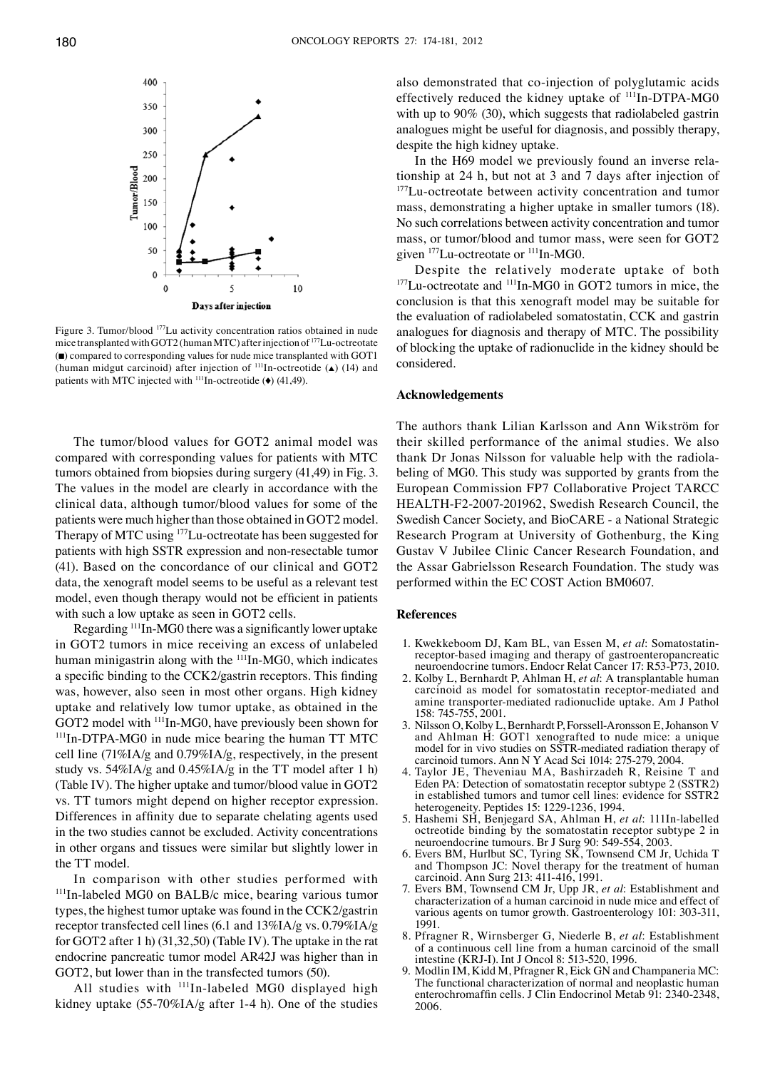Figure 3. Tumor/blood $^{177}$Lu activity concentration ratios obtained in nude mice transplanted with GOT2 (human MTC) after injection of $^{177}$Lu-octreotate (■) compared to corresponding values for nude mice transplanted with GOT1 (human midgut carcinoid) after injection of $^{111}$In-octreotide (▲) (14) and patients with MTC injected with $^{111}$In-octreotide (♦) (41,49).

The tumor/blood values for GOT2 animal model was compared with corresponding values for patients with MTC tumors obtained from biopsies during surgery (41,49) in Fig. 3. The values in the model are clearly in accordance with the clinical data, although tumor/blood values for some of the patients were much higher than those obtained in GOT2 model. Therapy of MTC using $^{177}$Lu-octreotate has been suggested for patients with high SSTR expression and non-resectable tumor (41). Based on the concordance of our clinical and GOT2 data, the xenograft model seems to be useful as a relevant test model, even though therapy would not be efficient in patients with such a low uptake as seen in GOT2 cells.

Regarding $^{111}$In-MG0 there was a significantly lower uptake in GOT2 tumors in mice receiving an excess of unlabeled human minigastrin along with the $^{111}$In-MG0, which indicates a specific binding to the CCK2/gastrin receptors. This finding was, however, also seen in most other organs. High kidney uptake and relatively low tumor uptake, as obtained in the GOT2 model with $^{111}$In-MG0, have previously been shown for $^{111}$In-DTPA-MG0 in nude mice bearing the human TT MTC cell line (71%IA/g and 0.79%IA/g, respectively, in the present study vs. 54%IA/g and 0.45%IA/g in the TT model after 1 h) (Table IV). The higher uptake and tumor/blood value in GOT2 vs. TT tumors might depend on higher receptor expression. Differences in affinity due to separate chelating agents used in the two studies cannot be excluded. Activity concentrations in other organs and tissues were similar but slightly lower in the TT model.

In comparison with other studies performed with $^{111}$In-labeled MG0 on BALB/c mice, bearing various tumor types, the highest tumor uptake was found in the CCK2/gastrin receptor transfected cell lines (6.1 and 13%IA/g vs. 0.79%IA/g for GOT2 after 1 h) (31,32,50) (Table IV). The uptake in the rat endocrine pancreatic tumor model AR42J was higher than in GOT2, but lower than in the transfected tumors (50).

All studies with $^{111}$In-labeled MG0 displayed high kidney uptake (55-70%IA/g after 1-4 h). One of the studies also demonstrated that co-injection of polyglutamic acids effectively reduced the kidney uptake of $^{111}$In-DTPA-MG0 with up to 90% (30), which suggests that radiolabeled gastrin analogues might be useful for diagnosis, and possibly therapy, despite the high kidney uptake.

In the H69 model we previously found an inverse relationship at 24 h, but not at 3 and 7 days after injection of $^{177}$Lu-octreotate between activity concentration and tumor mass, demonstrating a higher uptake in smaller tumors (18). No such correlations between activity concentration and tumor mass, or tumor/blood and tumor mass, were seen for GOT2 given $^{177}$Lu-octreotate or $^{111}$In-MG0.

Despite the relatively moderate uptake of both $^{177}$Lu-octreotate and $^{111}$In-MG0 in GOT2 tumors in mice, the conclusion is that this xenograft model may be suitable for the evaluation of radiolabeled somatostatin, CCK and gastrin analogues for diagnosis and therapy of MTC. The possibility of blocking the uptake of radionuclide in the kidney should be considered.

## Acknowledgements

The authors thank Lilian Karlsson and Ann Wikström for their skilled performance of the animal studies. We also thank Dr Jonas Nilsson for valuable help with the radiolabeling of MG0. This study was supported by grants from the European Commission FP7 Collaborative Project TARCC HEALTH-F2-2007-201962, Swedish Research Council, the Swedish Cancer Society, and BioCARE - a National Strategic Research Program at University of Gothenburg, the King Gustav V Jubilee Clinic Cancer Research Foundation, and the Assar Gabrielsson Research Foundation. The study was performed within the EC COST Action BM0607.

## References

1. Kwekkeboom DJ, Kam BL, van Essen M, *et al*: Somatostatin-receptor-based imaging and therapy of gastroenteropancreatic neuroendocrine tumors. Endocr Relat Cancer 17: R53-P73, 2010.
2. Kolby L, Bernhardt P, Ahlman H, *et al*: A transplantable human carcinoid as model for somatostatin receptor-mediated and amine transporter-mediated radionuclide uptake. Am J Pathol 158: 745-755, 2001.
3. Nilsson O, Kolby L, Bernhardt P, Forssell-Aronsson E, Johanson V and Ahlman H: GOT1 xenografted to nude mice: a unique model for in vivo studies on SSTR-mediated radiation therapy of carcinoid tumors. Ann N Y Acad Sci 1014: 275-279, 2004.
4. Taylor JE, Theveniau MA, Bashirzadeh R, Reisine T and Eden PA: Detection of somatostatin receptor subtype 2 (SSTR2) in established tumors and tumor cell lines: evidence for SSTR2 heterogeneity. Peptides 15: 1229-1236, 1994.
5. Hashemi SH, Benjegard SA, Ahlman H, *et al*: 111In-labelled octreotide binding by the somatostatin receptor subtype 2 in neuroendocrine tumours. Br J Surg 90: 549-554, 2003.
6. Evers BM, Hurlbut SC, Tyring SK, Townsend CM Jr, Uchida T and Thompson JC: Novel therapy for the treatment of human carcinoid. Ann Surg 213: 411-416, 1991.
7. Evers BM, Townsend CM Jr, Upp JR, *et al*: Establishment and characterization of a human carcinoid in nude mice and effect of various agents on tumor growth. Gastroenterology 101: 303-311, 1991.
8. Pfragner R, Wirnsberger G, Niederle B, *et al*: Establishment of a continuous cell line from a human carcinoid of the small intestine (KRJ-I). Int J Oncol 8: 513-520, 1996.
9. Modlin IM, Kidd M, Pfragner R, Eick GN and Champaneria MC: The functional characterization of normal and neoplastic human enterochromaffin cells. J Clin Endocrinol Metab 91: 2340-2348, 2006.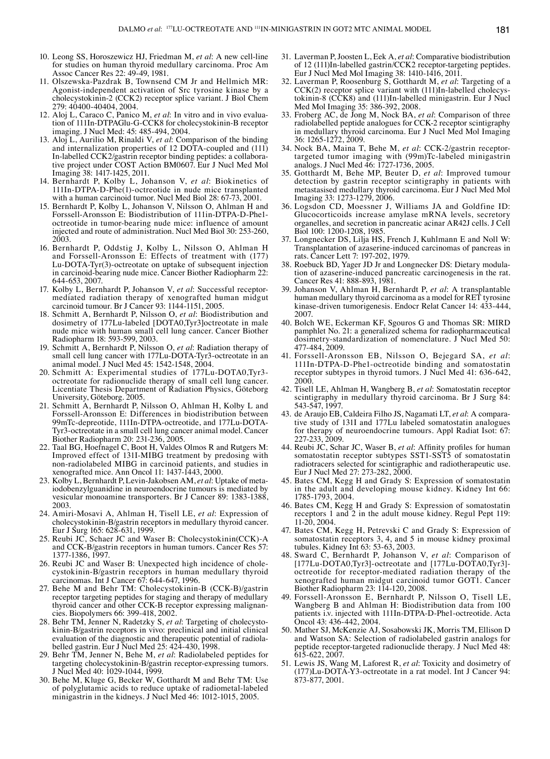10. Leong SS, Horoszewicz HJ, Friedman M, *et al*: A new cell-line for studies on human thyroid medullary carcinoma. Proc Am Assoc Cancer Res 22: 49-49, 1981.
11. Olszewska-Pazdrak B, Townsend CM Jr and Hellmich MR: Agonist-independent activation of Src tyrosine kinase by a cholecystokinin-2 (CCK2) receptor splice variant. J Biol Chem 279: 40400-40404, 2004.
12. Aloj L, Caraco C, Panico M, *et al*: In vitro and in vivo evaluation of 111In-DTPAGlu-G-CCK8 for cholecystokinin-B receptor imaging. J Nucl Med: 45: 485-494, 2004.
13. Aloj L, Aurilio M, Rinaldi V, *et al*: Comparison of the binding and internalization properties of 12 DOTA-coupled and (111) In-labelled CCK2/gastrin receptor binding peptides: a collaborative project under COST Action BM0607. Eur J Nucl Med Mol Imaging 38: 1417-1425, 2011.
14. Bernhardt P, Kolby L, Johanson V, *et al*: Biokinetics of 111In-DTPA-D-Phe(1)-octreotide in nude mice transplanted with a human carcinoid tumor. Nucl Med Biol 28: 67-73, 2001.
15. Bernhardt P, Kolby L, Johanson V, Nilsson O, Ahlman H and Forssell-Aronsson E: Biodistribution of 111in-DTPA-D-Phe1-octreotide in tumor-bearing nude mice: influence of amount injected and route of administration. Nucl Med Biol 30: 253-260, 2003.
16. Bernhardt P, Oddstig J, Kolby L, Nilsson O, Ahlman H and Forssell-Aronsson E: Effects of treatment with (177) Lu-DOTA-Tyr(3)-octreotate on uptake of subsequent injection in carcinoid-bearing nude mice. Cancer Biother Radiopharm 22: 644-653, 2007.
17. Kolby L, Bernhardt P, Johanson V, *et al*: Successful receptor-mediated radiation therapy of xenografted human midgut carcinoid tumour. Br J Cancer 93: 1144-1151, 2005.
18. Schmitt A, Bernhardt P, Nilsson O, *et al*: Biodistribution and dosimetry of 177Lu-labeled [DOTA0,Tyr3]octreotate in male nude mice with human small cell lung cancer. Cancer Biother Radiopharm 18: 593-599, 2003.
19. Schmitt A, Bernhardt P, Nilsson O, *et al*: Radiation therapy of small cell lung cancer with 177Lu-DOTA-Tyr3-octreotate in an animal model. J Nucl Med 45: 1542-1548, 2004.
20. Schmitt A: Experimental studies of 177Lu-DOTA0,Tyr3-octreotate for radionuclide therapy of small cell lung cancer. Licentiate Thesis Department of Radiation Physics, Göteborg University, Göteborg. 2005.
21. Schmitt A, Bernhardt P, Nilsson O, Ahlman H, Kolby L and Forssell-Aronsson E: Differences in biodistribution between 99mTc-depreotide, 111In-DTPA-octreotide, and 177Lu-DOTA-Tyr3-octreotate in a small cell lung cancer animal model. Cancer Biother Radiopharm 20: 231-236, 2005.
22. Taal BG, Hoefnagel C, Boot H, Valdes Olmos R and Rutgers M: Improved effect of 131I-MIBG treatment by predosing with non-radiolabeled MIBG in carcinoid patients, and studies in xenografted mice. Ann Oncol 11: 1437-1443, 2000.
23. Kolby L, Bernhardt P, Levin-Jakobsen AM, *et al*: Uptake of meta-iodobenzylguanidine in neuroendocrine tumours is mediated by vesicular monoamine transporters. Br J Cancer 89: 1383-1388, 2003.
24. Amiri-Mosavi A, Ahlman H, Tisell LE, *et al*: Expression of cholecystokinin-B/gastrin receptors in medullary thyroid cancer. Eur J Surg 165: 628-631, 1999.
25. Reubi JC, Schaer JC and Waser B: Cholecystokinin(CCK)-A and CCK-B/gastrin receptors in human tumors. Cancer Res 57: 1377-1386, 1997.
26. Reubi JC and Waser B: Unexpected high incidence of cholecystokinin-B/gastrin receptors in human medullary thyroid carcinomas. Int J Cancer 67: 644-647, 1996.
27. Behe M and Behr TM: Cholecystokinin-B (CCK-B)/gastrin receptor targeting peptides for staging and therapy of medullary thyroid cancer and other CCK-B receptor expressing malignancies. Biopolymers 66: 399-418, 2002.
28. Behr TM, Jenner N, Radetzky S, *et al*: Targeting of cholecystokinin-B/gastrin receptors in vivo: preclinical and initial clinical evaluation of the diagnostic and therapeutic potential of radiolabelled gastrin. Eur J Nucl Med 25: 424-430, 1998.
29. Behr TM, Jenner N, Behe M, *et al*: Radiolabeled peptides for targeting cholecystokinin-B/gastrin receptor-expressing tumors. J Nucl Med 40: 1029-1044, 1999.
30. Behe M, Kluge G, Becker W, Gotthardt M and Behr TM: Use of polyglutamic acids to reduce uptake of radiometal-labeled minigastrin in the kidneys. J Nucl Med 46: 1012-1015, 2005.
31. Laverman P, Joosten L, Eek A, *et al*: Comparative biodistribution of 12 (111)In-labelled gastrin/CCK2 receptor-targeting peptides. Eur J Nucl Med Mol Imaging 38: 1410-1416, 2011.
32. Laverman P, Roosenburg S, Gotthardt M, *et al*: Targeting of a CCK(2) receptor splice variant with (111)In-labelled cholecystokinin-8 (CCK8) and (111)In-labelled minigastrin. Eur J Nucl Med Mol Imaging 35: 386-392, 2008.
33. Froberg AC, de Jong M, Nock BA, *et al*: Comparison of three radiolabelled peptide analogues for CCK-2 receptor scintigraphy in medullary thyroid carcinoma. Eur J Nucl Med Mol Imaging 36: 1265-1272, 2009.
34. Nock BA, Maina T, Behe M, *et al*: CCK-2/gastrin receptor-targeted tumor imaging with (99m)Tc-labeled minigastrin analogs. J Nucl Med 46: 1727-1736, 2005.
35. Gotthardt M, Behe MP, Beuter D, *et al*: Improved tumour detection by gastrin receptor scintigraphy in patients with metastasised medullary thyroid carcinoma. Eur J Nucl Med Mol Imaging 33: 1273-1279, 2006.
36. Logsdon CD, Moessner J, Williams JA and Goldfine ID: Glucocorticoids increase amylase mRNA levels, secretory organelles, and secretion in pancreatic acinar AR42J cells. J Cell Biol 100: 1200-1208, 1985.
37. Longnecker DS, Lilja HS, French J, Kuhlmann E and Noll W: Transplantation of azaserine-induced carcinomas of pancreas in rats. Cancer Lett 7: 197-202, 1979.
38. Roebuck BD, Yager JD Jr and Longnecker DS: Dietary modulation of azaserine-induced pancreatic carcinogenesis in the rat. Cancer Res 41: 888-893, 1981.
39. Johanson V, Ahlman H, Bernhardt P, *et al*: A transplantable human medullary thyroid carcinoma as a model for RET tyrosine kinase-driven tumorigenesis. Endocr Relat Cancer 14: 433-444, 2007.
40. Bolch WE, Eckerman KF, Sgouros G and Thomas SR: MIRD pamphlet No. 21: a generalized schema for radiopharmaceutical dosimetry-standardization of nomenclature. J Nucl Med 50: 477-484, 2009.
41. Forssell-Aronsson EB, Nilsson O, Bejegard SA, *et al*: 111In-DTPA-D-Phe1-octreotide binding and somatostatin receptor subtypes in thyroid tumors. J Nucl Med 41: 636-642, 2000.
42. Tisell LE, Ahlman H, Wangberg B, *et al*: Somatostatin receptor scintigraphy in medullary thyroid carcinoma. Br J Surg 84: 543-547, 1997.
43. de Araujo EB, Caldeira Filho JS, Nagamati LT, *et al*: A comparative study of 131I and 177Lu labeled somatostatin analogues for therapy of neuroendocrine tumours. Appl Radiat Isot: 67: 227-233, 2009.
44. Reubi JC, Schar JC, Waser B, *et al*: Affinity profiles for human somatostatin receptor subtypes SST1-SST5 of somatostatin radiotracers selected for scintigraphic and radiotherapeutic use. Eur J Nucl Med 27: 273-282, 2000.
45. Bates CM, Kegg H and Grady S: Expression of somatostatin in the adult and developing mouse kidney. Kidney Int 66: 1785-1793, 2004.
46. Bates CM, Kegg H and Grady S: Expression of somatostatin receptors 1 and 2 in the adult mouse kidney. Regul Pept 119: 11-20, 2004.
47. Bates CM, Kegg H, Petrevski C and Grady S: Expression of somatostatin receptors 3, 4, and 5 in mouse kidney proximal tubules. Kidney Int 63: 53-63, 2003.
48. Sward C, Bernhardt P, Johanson V, *et al*: Comparison of [177Lu-DOTA0,Tyr3]-octreotate and [177Lu-DOTA0,Tyr3]-octreotide for receptor-mediated radiation therapy of the xenografted human midgut carcinoid tumor GOT1. Cancer Biother Radiopharm 23: 114-120, 2008.
49. Forssell-Aronsson E, Bernhardt P, Nilsson O, Tisell LE, Wangberg B and Ahlman H: Biodistribution data from 100 patients i.v. injected with 111In-DTPA-D-Phe1-octreotide. Acta Oncol 43: 436-442, 2004.
50. Mather SJ, McKenzie AJ, Sosabowski JK, Morris TM, Ellison D and Watson SA: Selection of radiolabeled gastrin analogs for peptide receptor-targeted radionuclide therapy. J Nucl Med 48: 615-622, 2007.
51. Lewis JS, Wang M, Laforest R, *et al*: Toxicity and dosimetry of (177)Lu-DOTA-Y3-octreotate in a rat model. Int J Cancer 94: 873-877, 2001.